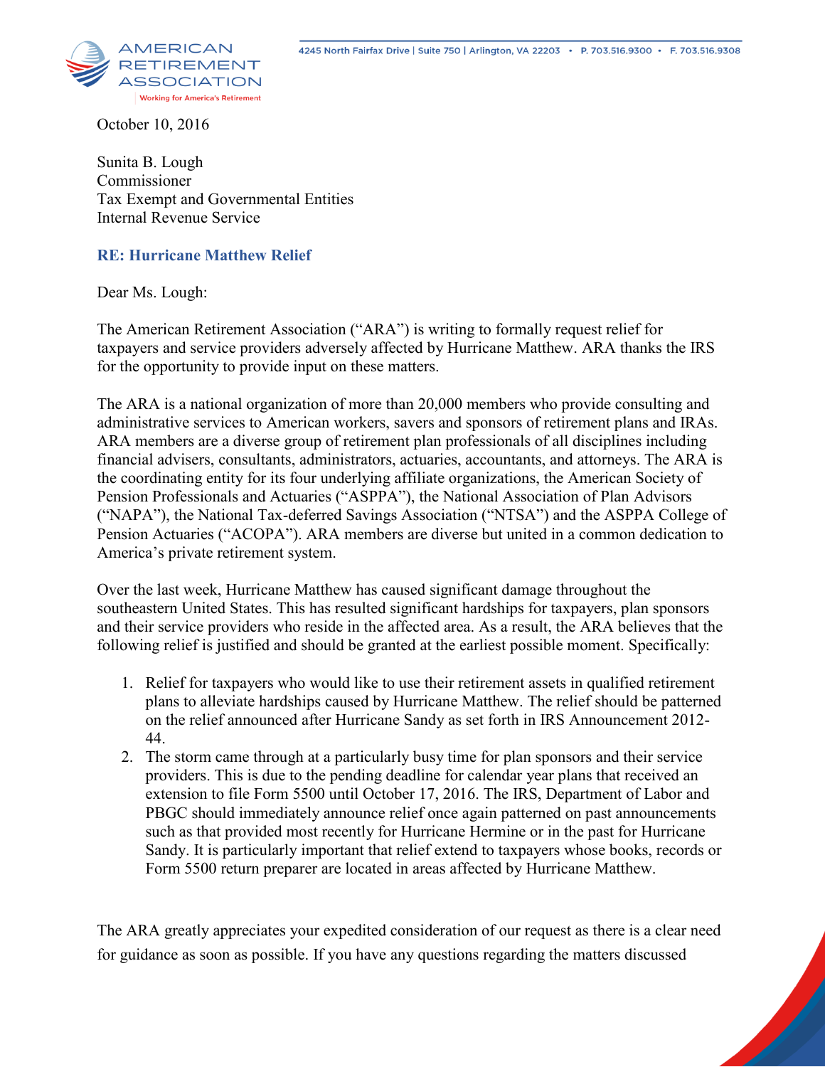AMERICAN RETIREMENT ASSOCIATION

Working for America's Retirement

4245 North Fairfax Drive | Suite 750 | Arlington, VA 22203 • P. 703.516.9300 • F. 703.516.9308

October 10, 2016

Sunita B. Lough
Commissioner
Tax Exempt and Governmental Entities
Internal Revenue Service

**RE: Hurricane Matthew Relief**

Dear Ms. Lough:

The American Retirement Association ("ARA") is writing to formally request relief for taxpayers and service providers adversely affected by Hurricane Matthew. ARA thanks the IRS for the opportunity to provide input on these matters.

The ARA is a national organization of more than 20,000 members who provide consulting and administrative services to American workers, savers and sponsors of retirement plans and IRAs. ARA members are a diverse group of retirement plan professionals of all disciplines including financial advisers, consultants, administrators, actuaries, accountants, and attorneys. The ARA is the coordinating entity for its four underlying affiliate organizations, the American Society of Pension Professionals and Actuaries ("ASPPA"), the National Association of Plan Advisors ("NAPA"), the National Tax-deferred Savings Association ("NTSA") and the ASPPA College of Pension Actuaries ("ACOPA"). ARA members are diverse but united in a common dedication to America's private retirement system.

Over the last week, Hurricane Matthew has caused significant damage throughout the southeastern United States. This has resulted significant hardships for taxpayers, plan sponsors and their service providers who reside in the affected area. As a result, the ARA believes that the following relief is justified and should be granted at the earliest possible moment. Specifically:

1. Relief for taxpayers who would like to use their retirement assets in qualified retirement plans to alleviate hardships caused by Hurricane Matthew. The relief should be patterned on the relief announced after Hurricane Sandy as set forth in IRS Announcement 2012-44.
2. The storm came through at a particularly busy time for plan sponsors and their service providers. This is due to the pending deadline for calendar year plans that received an extension to file Form 5500 until October 17, 2016. The IRS, Department of Labor and PBGC should immediately announce relief once again patterned on past announcements such as that provided most recently for Hurricane Hermine or in the past for Hurricane Sandy. It is particularly important that relief extend to taxpayers whose books, records or Form 5500 return preparer are located in areas affected by Hurricane Matthew.

The ARA greatly appreciates your expedited consideration of our request as there is a clear need for guidance as soon as possible. If you have any questions regarding the matters discussed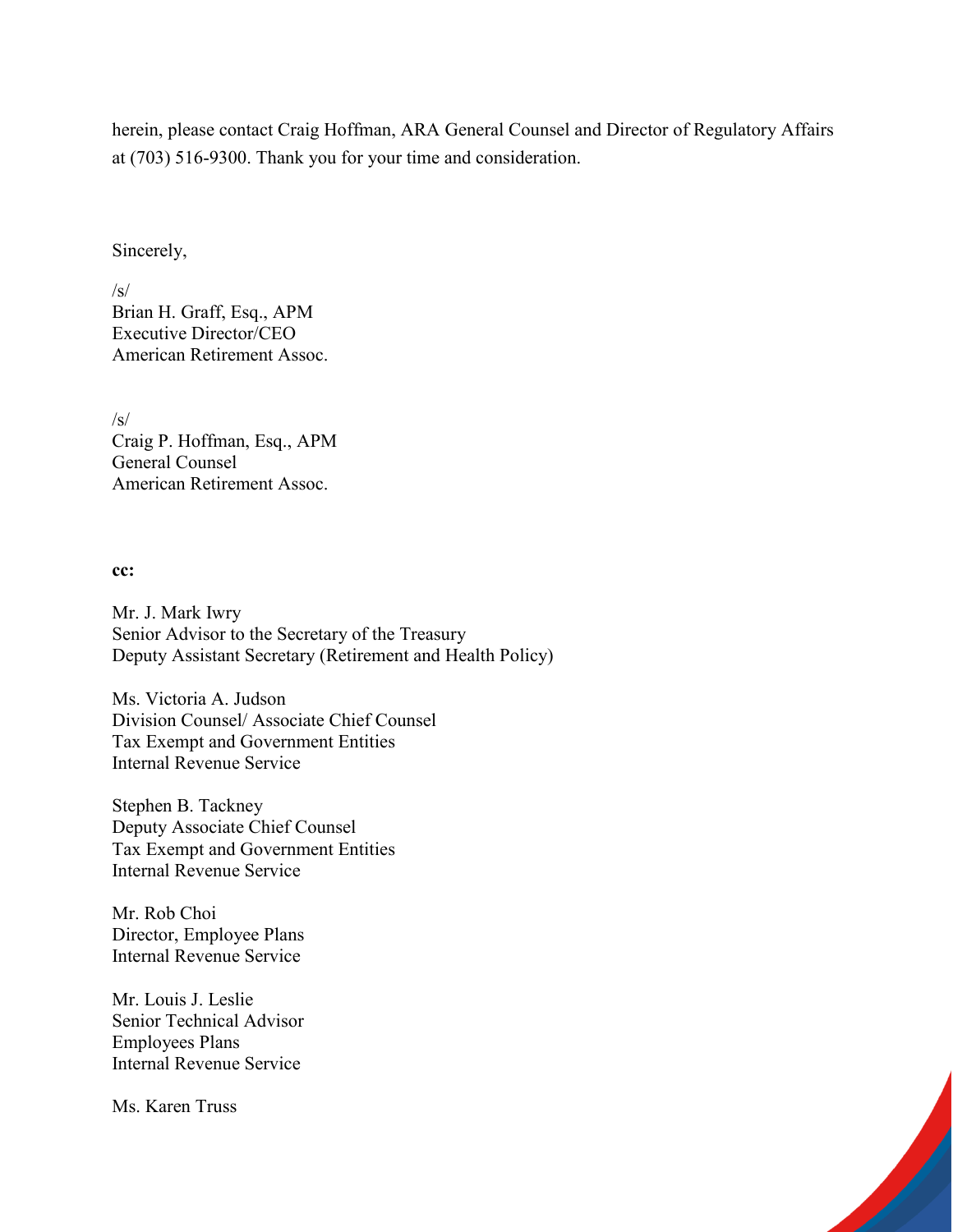herein, please contact Craig Hoffman, ARA General Counsel and Director of Regulatory Affairs at (703) 516-9300. Thank you for your time and consideration.

Sincerely,

/s/
Brian H. Graff, Esq., APM
Executive Director/CEO
American Retirement Assoc.

/s/
Craig P. Hoffman, Esq., APM
General Counsel
American Retirement Assoc.

**cc:**

Mr. J. Mark Iwry
Senior Advisor to the Secretary of the Treasury
Deputy Assistant Secretary (Retirement and Health Policy)

Ms. Victoria A. Judson
Division Counsel/ Associate Chief Counsel
Tax Exempt and Government Entities
Internal Revenue Service

Stephen B. Tackney
Deputy Associate Chief Counsel
Tax Exempt and Government Entities
Internal Revenue Service

Mr. Rob Choi
Director, Employee Plans
Internal Revenue Service

Mr. Louis J. Leslie
Senior Technical Advisor
Employees Plans
Internal Revenue Service

Ms. Karen Truss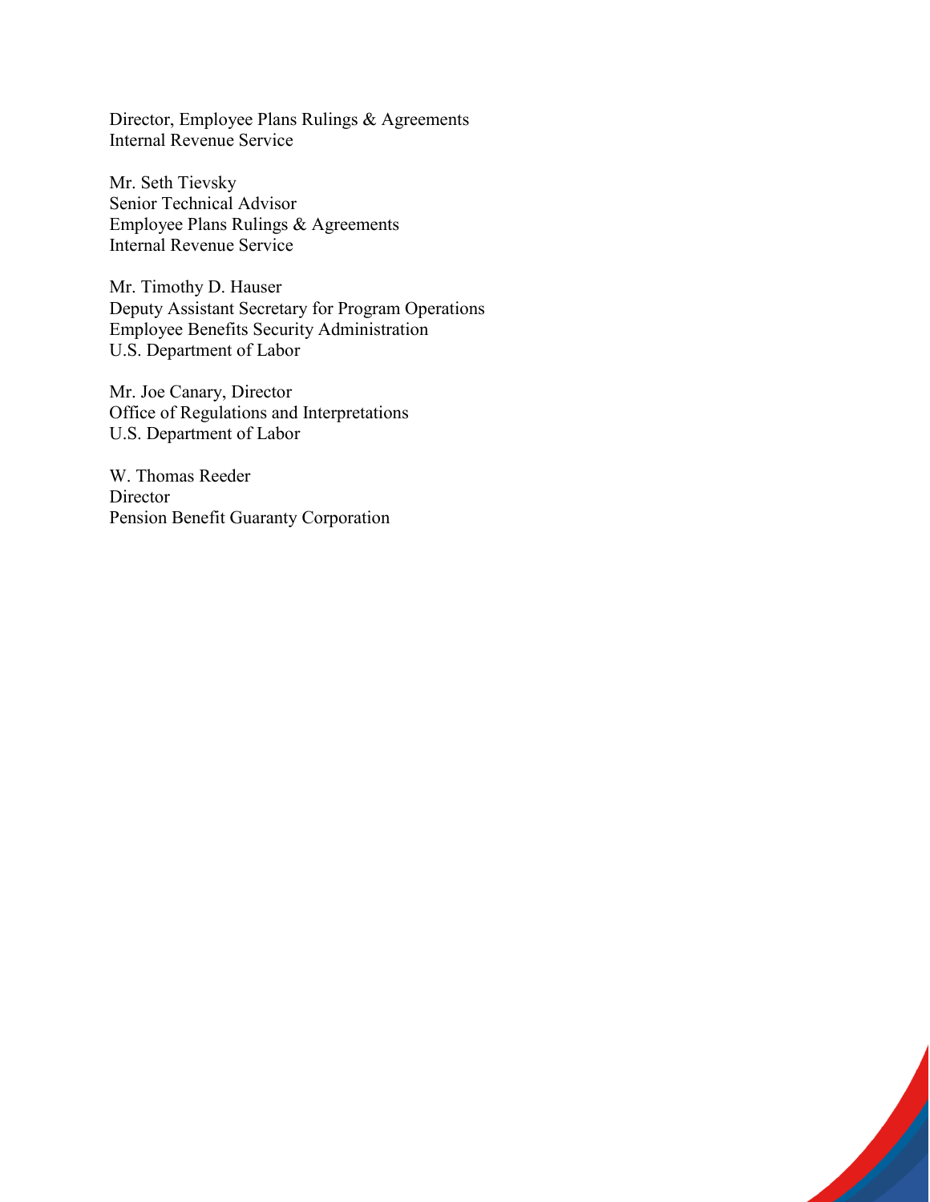Director, Employee Plans Rulings & Agreements
Internal Revenue Service

Mr. Seth Tievsky
Senior Technical Advisor
Employee Plans Rulings & Agreements
Internal Revenue Service

Mr. Timothy D. Hauser
Deputy Assistant Secretary for Program Operations
Employee Benefits Security Administration
U.S. Department of Labor

Mr. Joe Canary, Director
Office of Regulations and Interpretations
U.S. Department of Labor

W. Thomas Reeder
Director
Pension Benefit Guaranty Corporation